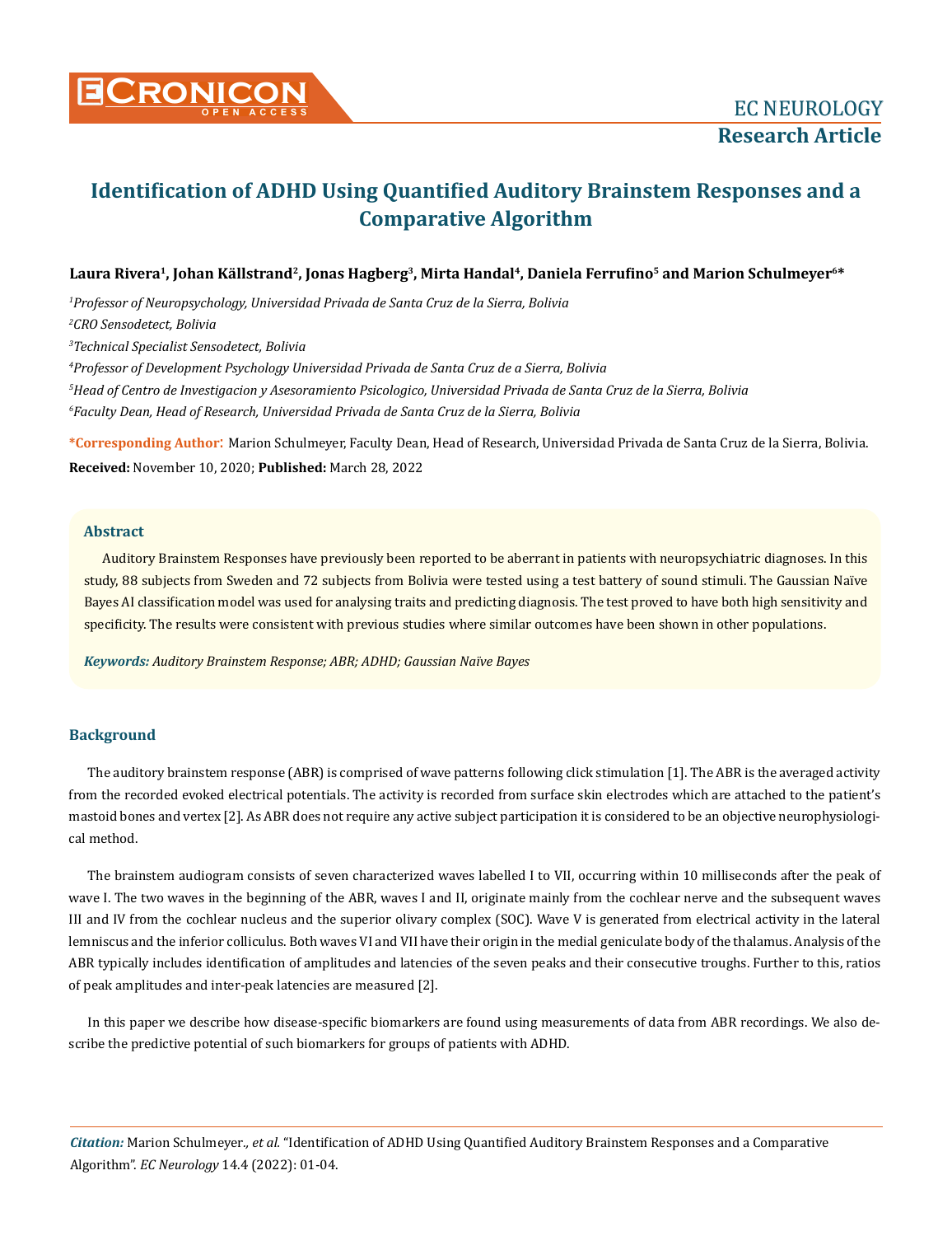# Identification of ADHD Using Quantified Auditory Brainstem Responses and a Comparative Algorithm

**Laura Rivera[1], Johan Källstrand[2], Jonas Hagberg[3], Mirta Handal[4], Daniela Ferrufino[5] and Marion Schulmeyer[6]***

*[1]Professor of Neuropsychology, Universidad Privada de Santa Cruz de la Sierra, Bolivia*

*[2]CRO Sensodetect, Bolivia*

*[3]Technical Specialist Sensodetect, Bolivia*

*[4]Professor of Development Psychology Universidad Privada de Santa Cruz de a Sierra, Bolivia*

*[5]Head of Centro de Investigacion y Asesoramiento Psicologico, Universidad Privada de Santa Cruz de la Sierra, Bolivia*

*[6]Faculty Dean, Head of Research, Universidad Privada de Santa Cruz de la Sierra, Bolivia*

***Corresponding Author:** Marion Schulmeyer, Faculty Dean, Head of Research, Universidad Privada de Santa Cruz de la Sierra, Bolivia.

**Received:** November 10, 2020; **Published:** March 28, 2022

## Abstract

Auditory Brainstem Responses have previously been reported to be aberrant in patients with neuropsychiatric diagnoses. In this study, 88 subjects from Sweden and 72 subjects from Bolivia were tested using a test battery of sound stimuli. The Gaussian Naïve Bayes AI classification model was used for analysing traits and predicting diagnosis. The test proved to have both high sensitivity and specificity. The results were consistent with previous studies where similar outcomes have been shown in other populations.

***Keywords:*** *Auditory Brainstem Response; ABR; ADHD; Gaussian Naïve Bayes*

## Background

The auditory brainstem response (ABR) is comprised of wave patterns following click stimulation [1]. The ABR is the averaged activity from the recorded evoked electrical potentials. The activity is recorded from surface skin electrodes which are attached to the patient's mastoid bones and vertex [2]. As ABR does not require any active subject participation it is considered to be an objective neurophysiological method.

The brainstem audiogram consists of seven characterized waves labelled I to VII, occurring within 10 milliseconds after the peak of wave I. The two waves in the beginning of the ABR, waves I and II, originate mainly from the cochlear nerve and the subsequent waves III and IV from the cochlear nucleus and the superior olivary complex (SOC). Wave V is generated from electrical activity in the lateral lemniscus and the inferior colliculus. Both waves VI and VII have their origin in the medial geniculate body of the thalamus. Analysis of the ABR typically includes identification of amplitudes and latencies of the seven peaks and their consecutive troughs. Further to this, ratios of peak amplitudes and inter-peak latencies are measured [2].

In this paper we describe how disease-specific biomarkers are found using measurements of data from ABR recordings. We also describe the predictive potential of such biomarkers for groups of patients with ADHD.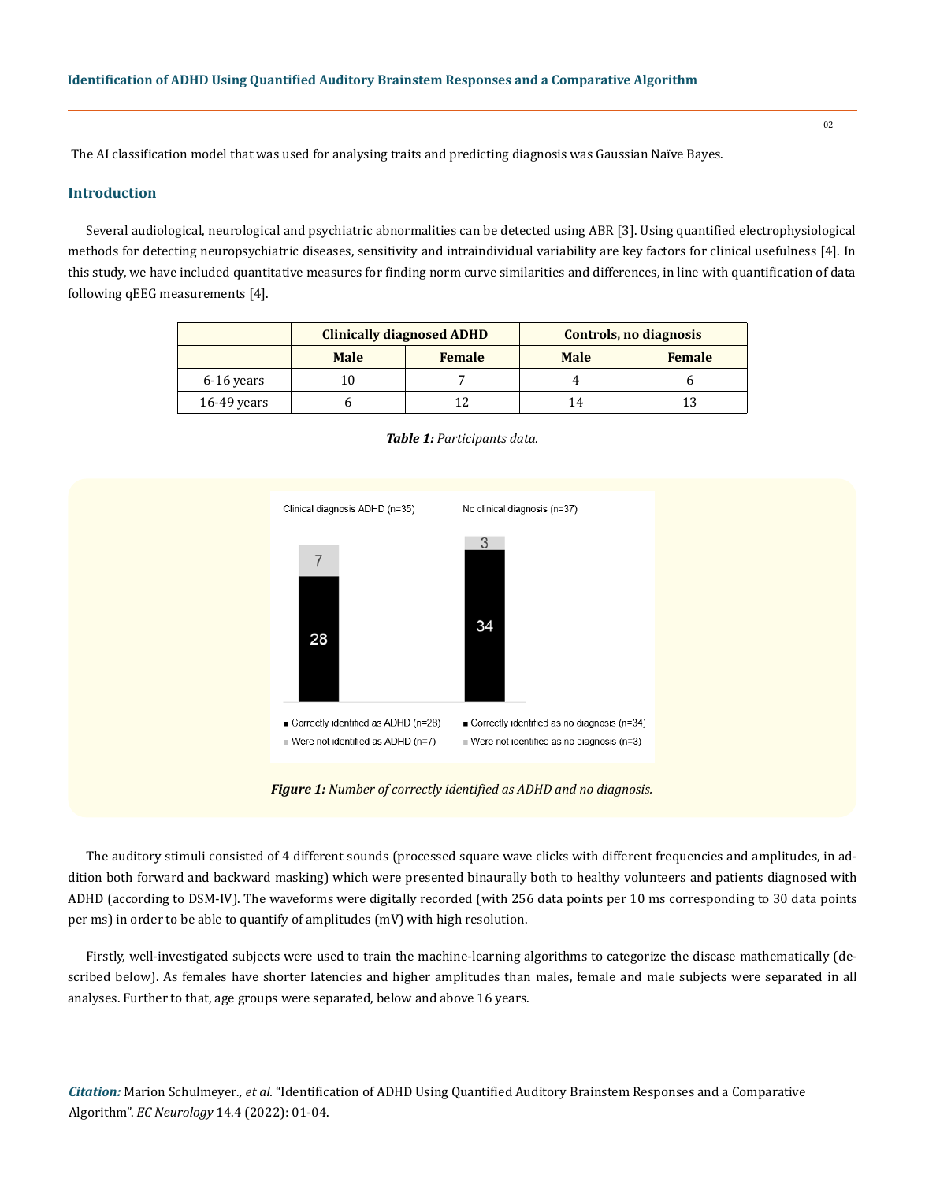The AI classification model that was used for analysing traits and predicting diagnosis was Gaussian Naïve Bayes.

## Introduction

Several audiological, neurological and psychiatric abnormalities can be detected using ABR [3]. Using quantified electrophysiological methods for detecting neuropsychiatric diseases, sensitivity and intraindividual variability are key factors for clinical usefulness [4]. In this study, we have included quantitative measures for finding norm curve similarities and differences, in line with quantification of data following qEEG measurements [4].

| | Clinically diagnosed ADHD | | Controls, no diagnosis | |
|---|---|---|---|---|
| | Male | Female | Male | Female |
| 6-16 years | 10 | 7 | 4 | 6 |
| 16-49 years | 6 | 12 | 14 | 13 |

***Table 1:*** *Participants data.*

| | Clinical diagnosis ADHD (n=35) | No clinical diagnosis (n=37) |
|---|---|---|
| Correctly identified | 28 | 34 |
| Not identified | 7 | 3 |

■ Correctly identified as ADHD (n=28) ■ Correctly identified as no diagnosis (n=34)

■ Were not identified as ADHD (n=7) ■ Were not identified as no diagnosis (n=3)

***Figure 1:*** *Number of correctly identified as ADHD and no diagnosis.*

The auditory stimuli consisted of 4 different sounds (processed square wave clicks with different frequencies and amplitudes, in addition both forward and backward masking) which were presented binaurally both to healthy volunteers and patients diagnosed with ADHD (according to DSM-IV). The waveforms were digitally recorded (with 256 data points per 10 ms corresponding to 30 data points per ms) in order to be able to quantify of amplitudes (mV) with high resolution.

Firstly, well-investigated subjects were used to train the machine-learning algorithms to categorize the disease mathematically (described below). As females have shorter latencies and higher amplitudes than males, female and male subjects were separated in all analyses. Further to that, age groups were separated, below and above 16 years.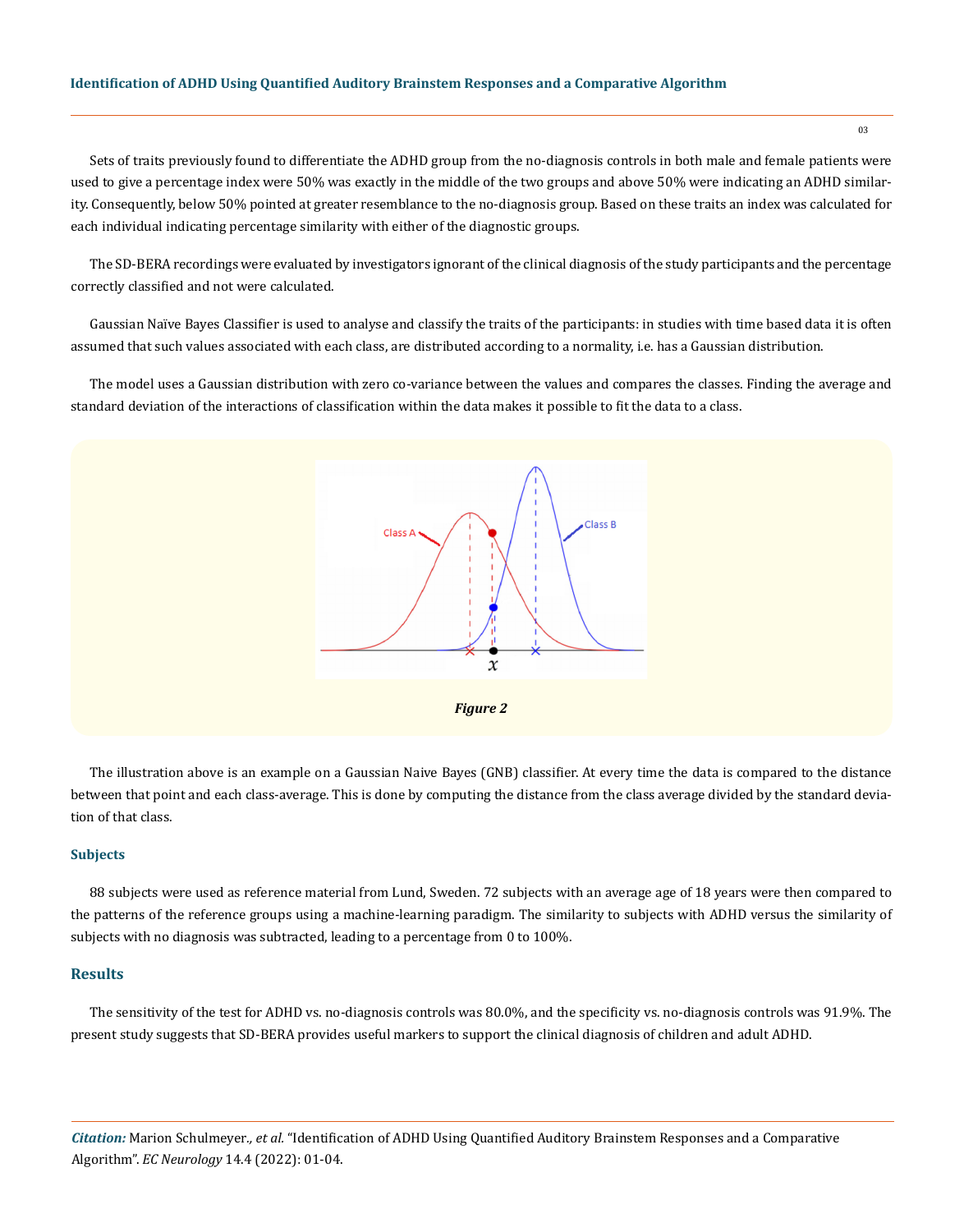Sets of traits previously found to differentiate the ADHD group from the no-diagnosis controls in both male and female patients were used to give a percentage index were 50% was exactly in the middle of the two groups and above 50% were indicating an ADHD similarity. Consequently, below 50% pointed at greater resemblance to the no-diagnosis group. Based on these traits an index was calculated for each individual indicating percentage similarity with either of the diagnostic groups.

The SD-BERA recordings were evaluated by investigators ignorant of the clinical diagnosis of the study participants and the percentage correctly classified and not were calculated.

Gaussian Naïve Bayes Classifier is used to analyse and classify the traits of the participants: in studies with time based data it is often assumed that such values associated with each class, are distributed according to a normality, i.e. has a Gaussian distribution.

The model uses a Gaussian distribution with zero co-variance between the values and compares the classes. Finding the average and standard deviation of the interactions of classification within the data makes it possible to fit the data to a class.

***Figure 2***

The illustration above is an example on a Gaussian Naive Bayes (GNB) classifier. At every time the data is compared to the distance between that point and each class-average. This is done by computing the distance from the class average divided by the standard deviation of that class.

### Subjects

88 subjects were used as reference material from Lund, Sweden. 72 subjects with an average age of 18 years were then compared to the patterns of the reference groups using a machine-learning paradigm. The similarity to subjects with ADHD versus the similarity of subjects with no diagnosis was subtracted, leading to a percentage from 0 to 100%.

## Results

The sensitivity of the test for ADHD vs. no-diagnosis controls was 80.0%, and the specificity vs. no-diagnosis controls was 91.9%. The present study suggests that SD-BERA provides useful markers to support the clinical diagnosis of children and adult ADHD.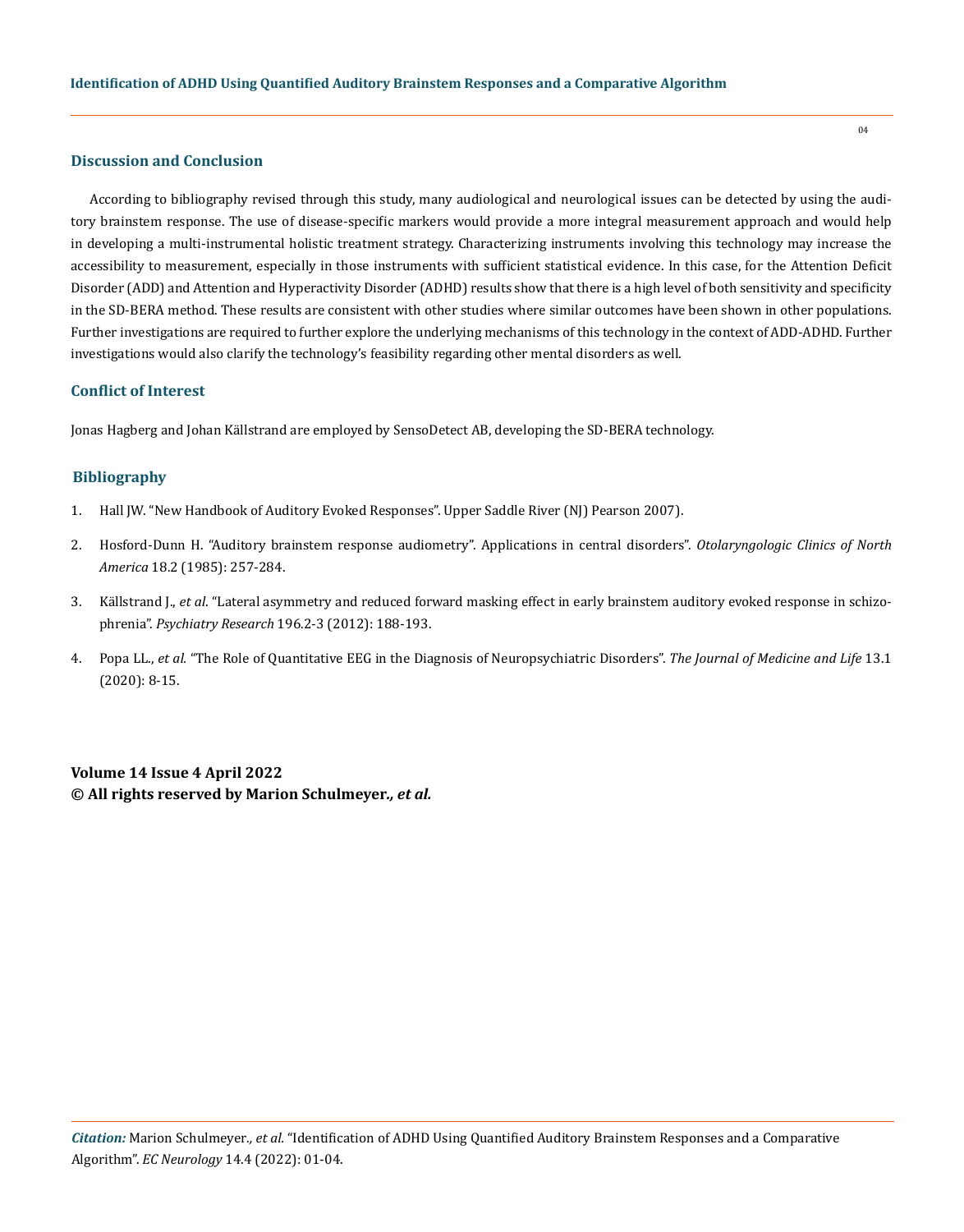## Discussion and Conclusion

According to bibliography revised through this study, many audiological and neurological issues can be detected by using the auditory brainstem response. The use of disease-specific markers would provide a more integral measurement approach and would help in developing a multi-instrumental holistic treatment strategy. Characterizing instruments involving this technology may increase the accessibility to measurement, especially in those instruments with sufficient statistical evidence. In this case, for the Attention Deficit Disorder (ADD) and Attention and Hyperactivity Disorder (ADHD) results show that there is a high level of both sensitivity and specificity in the SD-BERA method. These results are consistent with other studies where similar outcomes have been shown in other populations. Further investigations are required to further explore the underlying mechanisms of this technology in the context of ADD-ADHD. Further investigations would also clarify the technology's feasibility regarding other mental disorders as well.

## Conflict of Interest

Jonas Hagberg and Johan Källstrand are employed by SensoDetect AB, developing the SD-BERA technology.

## Bibliography

1. Hall JW. "New Handbook of Auditory Evoked Responses". Upper Saddle River (NJ) Pearson 2007).
2. Hosford-Dunn H. "Auditory brainstem response audiometry". Applications in central disorders". *Otolaryngologic Clinics of North America* 18.2 (1985): 257-284.
3. Källstrand J., *et al*. "Lateral asymmetry and reduced forward masking effect in early brainstem auditory evoked response in schizophrenia". *Psychiatry Research* 196.2-3 (2012): 188-193.
4. Popa LL., *et al.* "The Role of Quantitative EEG in the Diagnosis of Neuropsychiatric Disorders". *The Journal of Medicine and Life* 13.1 (2020): 8-15.

**Volume 14 Issue 4 April 2022**
**© All rights reserved by Marion Schulmeyer*., et al.***